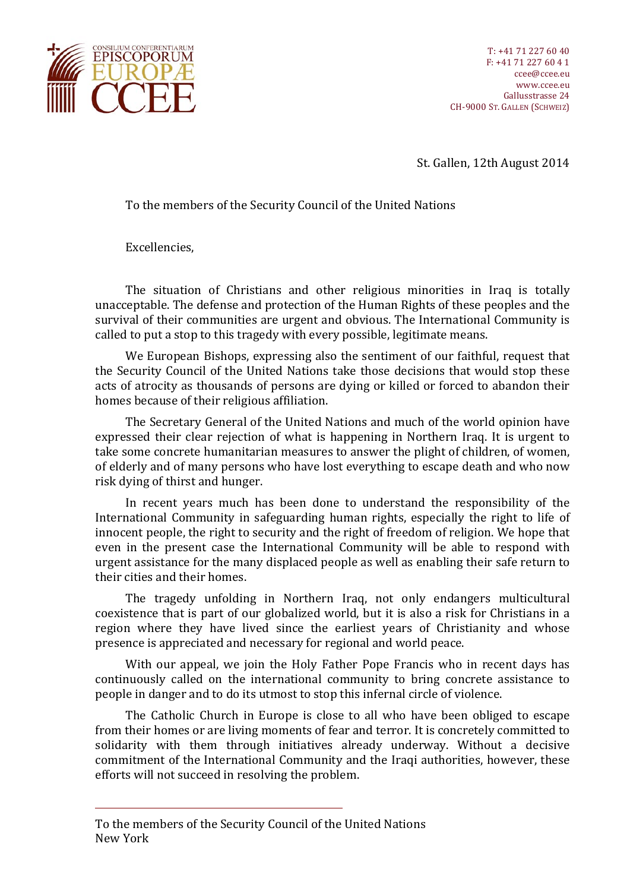CONSILIUM CONFERENTIARUM EPISCOPORUM EUROPÆ CCEE

T: +41 71 227 60 40
F: +41 71 227 60 4 1
ccee@ccee.eu
www.ccee.eu
Gallusstrasse 24
CH-9000 St. Gallen (Schweiz)

St. Gallen, 12th August 2014

To the members of the Security Council of the United Nations

Excellencies,

The situation of Christians and other religious minorities in Iraq is totally unacceptable. The defense and protection of the Human Rights of these peoples and the survival of their communities are urgent and obvious. The International Community is called to put a stop to this tragedy with every possible, legitimate means.

We European Bishops, expressing also the sentiment of our faithful, request that the Security Council of the United Nations take those decisions that would stop these acts of atrocity as thousands of persons are dying or killed or forced to abandon their homes because of their religious affiliation.

The Secretary General of the United Nations and much of the world opinion have expressed their clear rejection of what is happening in Northern Iraq. It is urgent to take some concrete humanitarian measures to answer the plight of children, of women, of elderly and of many persons who have lost everything to escape death and who now risk dying of thirst and hunger.

In recent years much has been done to understand the responsibility of the International Community in safeguarding human rights, especially the right to life of innocent people, the right to security and the right of freedom of religion. We hope that even in the present case the International Community will be able to respond with urgent assistance for the many displaced people as well as enabling their safe return to their cities and their homes.

The tragedy unfolding in Northern Iraq, not only endangers multicultural coexistence that is part of our globalized world, but it is also a risk for Christians in a region where they have lived since the earliest years of Christianity and whose presence is appreciated and necessary for regional and world peace.

With our appeal, we join the Holy Father Pope Francis who in recent days has continuously called on the international community to bring concrete assistance to people in danger and to do its utmost to stop this infernal circle of violence.

The Catholic Church in Europe is close to all who have been obliged to escape from their homes or are living moments of fear and terror. It is concretely committed to solidarity with them through initiatives already underway. Without a decisive commitment of the International Community and the Iraqi authorities, however, these efforts will not succeed in resolving the problem.

---

To the members of the Security Council of the United Nations
New York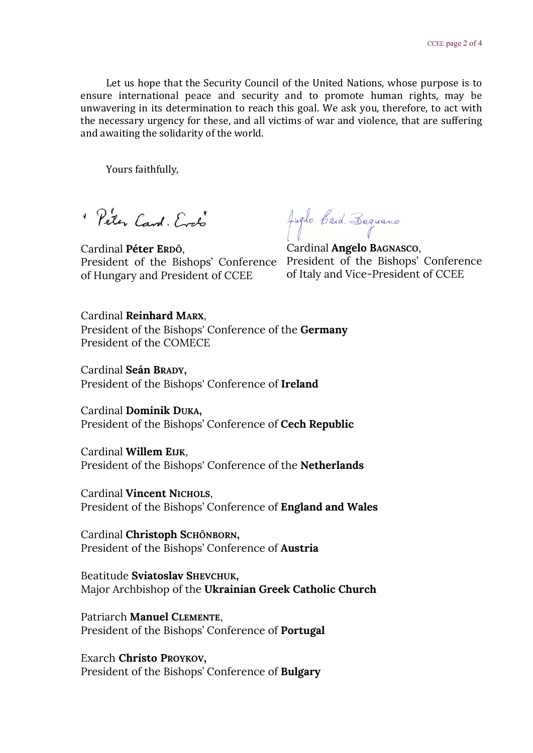Let us hope that the Security Council of the United Nations, whose purpose is to ensure international peace and security and to promote human rights, may be unwavering in its determination to reach this goal. We ask you, therefore, to act with the necessary urgency for these, and all victims of war and violence, that are suffering and awaiting the solidarity of the world.

Yours faithfully,

Cardinal **Péter ERDŐ**,
President of the Bishops' Conference of Hungary and President of CCEE

Cardinal **Angelo BAGNASCO**,
President of the Bishops' Conference of Italy and Vice-President of CCEE

Cardinal **Reinhard MARX**,
President of the Bishops' Conference of the **Germany**
President of the COMECE

Cardinal **Seán BRADY,**
President of the Bishops' Conference of **Ireland**

Cardinal **Dominik DUKA,**
President of the Bishops' Conference of **Cech Republic**

Cardinal **Willem EIJK**,
President of the Bishops' Conference of the **Netherlands**

Cardinal **Vincent NICHOLS**,
President of the Bishops' Conference of **England and Wales**

Cardinal **Christoph SCHÖNBORN,**
President of the Bishops' Conference of **Austria**

Beatitude **Sviatoslav SHEVCHUK,**
Major Archbishop of the **Ukrainian Greek Catholic Church**

Patriarch **Manuel CLEMENTE**,
President of the Bishops' Conference of **Portugal**

Exarch **Christo PROYKOV,**
President of the Bishops' Conference of **Bulgary**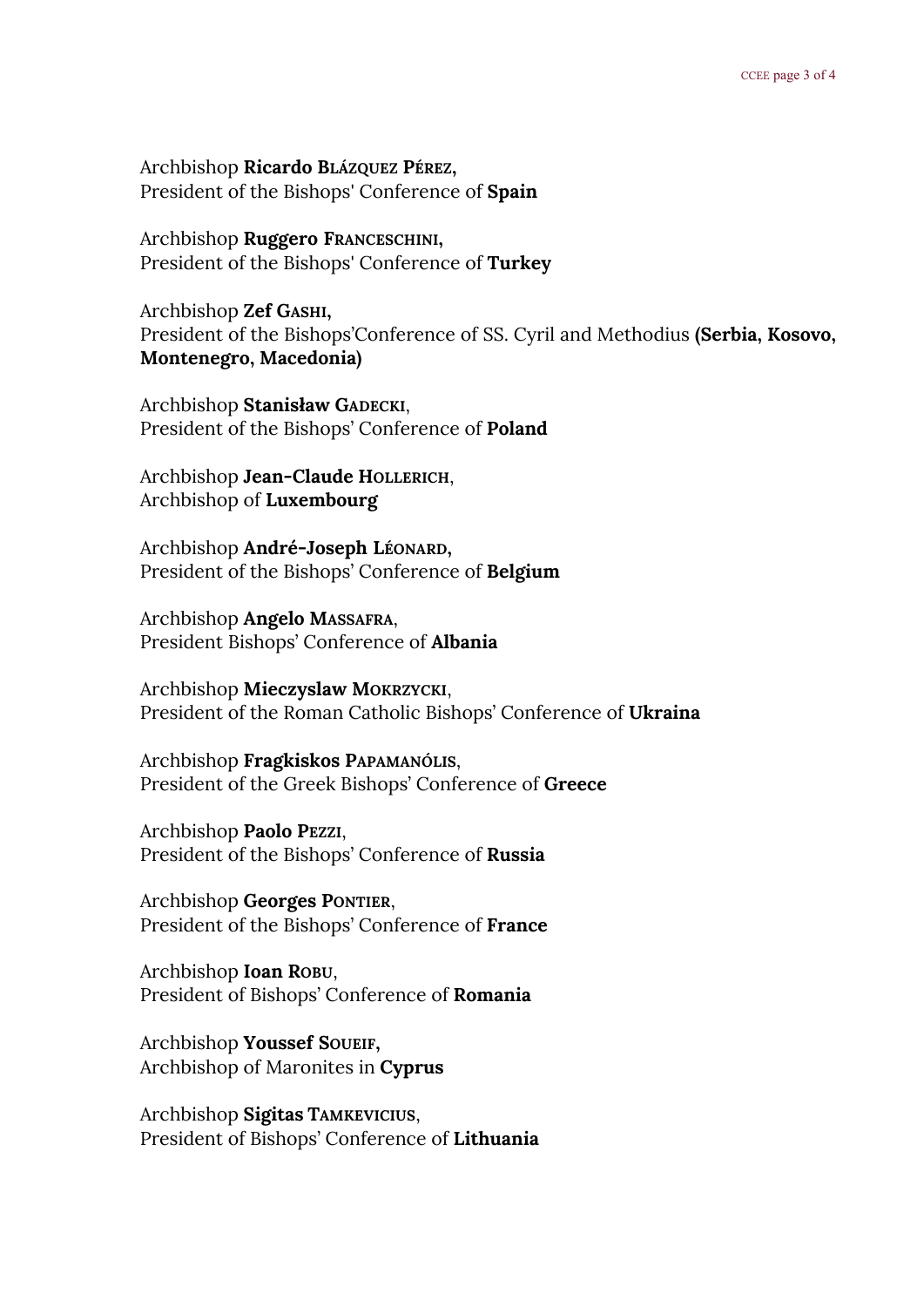Archbishop **Ricardo Blázquez Pérez,**
President of the Bishops' Conference of **Spain**

Archbishop **Ruggero Franceschini,**
President of the Bishops' Conference of **Turkey**

Archbishop **Zef Gashi,**
President of the Bishops'Conference of SS. Cyril and Methodius **(Serbia, Kosovo, Montenegro, Macedonia)**

Archbishop **Stanisław Gadecki**,
President of the Bishops' Conference of **Poland**

Archbishop **Jean-Claude Hollerich**,
Archbishop of **Luxembourg**

Archbishop **André-Joseph Léonard,**
President of the Bishops' Conference of **Belgium**

Archbishop **Angelo Massafra**,
President Bishops' Conference of **Albania**

Archbishop **Mieczyslaw Mokrzycki**,
President of the Roman Catholic Bishops' Conference of **Ukraina**

Archbishop **Fragkiskos Papamanólis**,
President of the Greek Bishops' Conference of **Greece**

Archbishop **Paolo Pezzi**,
President of the Bishops' Conference of **Russia**

Archbishop **Georges Pontier**,
President of the Bishops' Conference of **France**

Archbishop **Ioan Robu**,
President of Bishops' Conference of **Romania**

Archbishop **Youssef Soueif,**
Archbishop of Maronites in **Cyprus**

Archbishop **Sigitas Tamkevicius**,
President of Bishops' Conference of **Lithuania**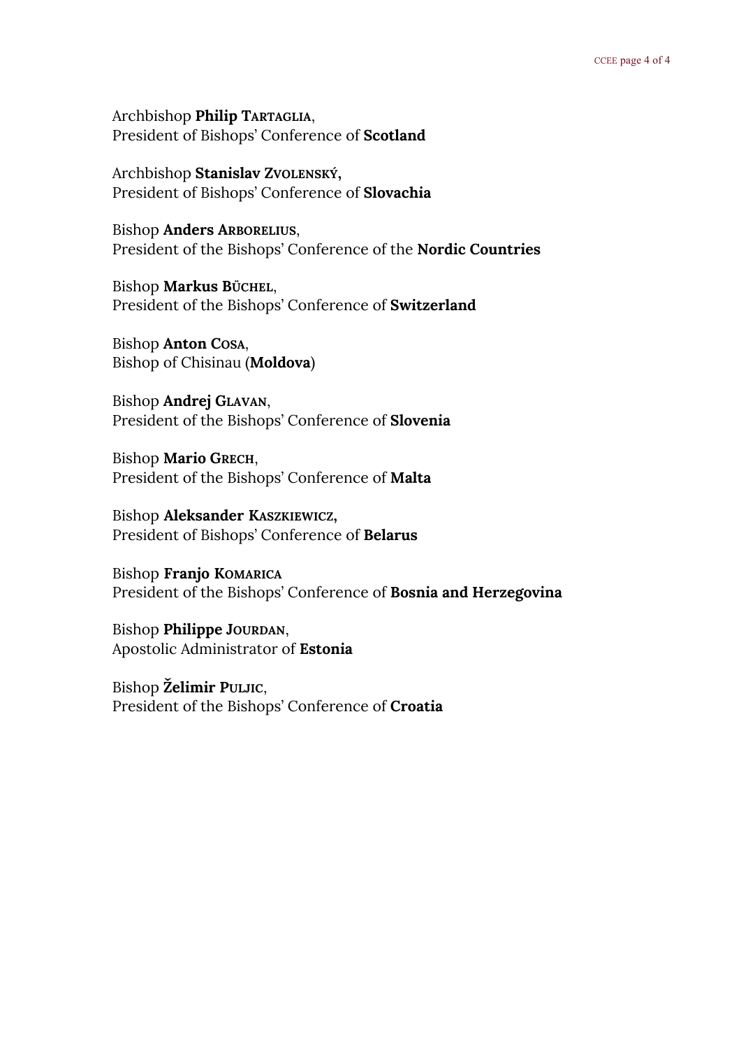Archbishop **Philip Tartaglia**,
President of Bishops' Conference of **Scotland**

Archbishop **Stanislav Zvolenský,**
President of Bishops' Conference of **Slovachia**

Bishop **Anders Arborelius**,
President of the Bishops' Conference of the **Nordic Countries**

Bishop **Markus Büchel**,
President of the Bishops' Conference of **Switzerland**

Bishop **Anton Cosa**,
Bishop of Chisinau (**Moldova**)

Bishop **Andrej Glavan**,
President of the Bishops' Conference of **Slovenia**

Bishop **Mario Grech**,
President of the Bishops' Conference of **Malta**

Bishop **Aleksander Kaszkiewicz,**
President of Bishops' Conference of **Belarus**

Bishop **Franjo Komarica**
President of the Bishops' Conference of **Bosnia and Herzegovina**

Bishop **Philippe Jourdan**,
Apostolic Administrator of **Estonia**

Bishop **Želimir Puljic**,
President of the Bishops' Conference of **Croatia**